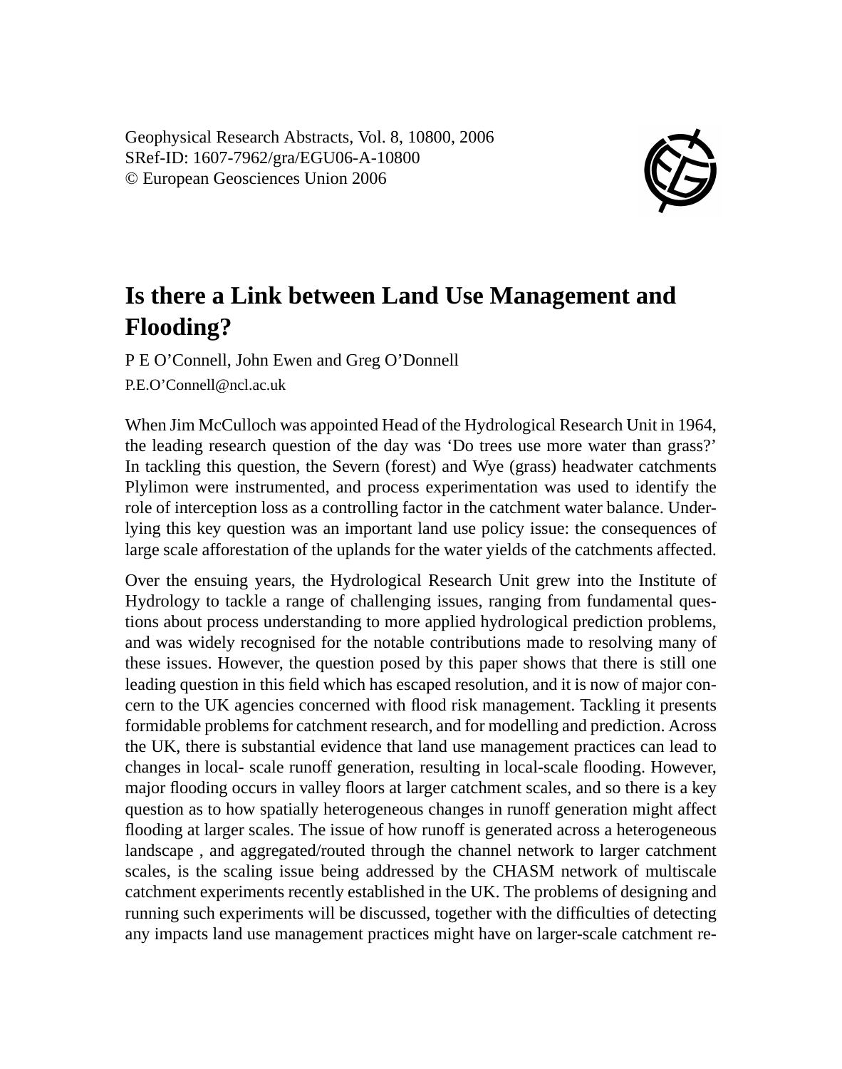Geophysical Research Abstracts, Vol. 8, 10800, 2006
SRef-ID: 1607-7962/gra/EGU06-A-10800
© European Geosciences Union 2006

# Is there a Link between Land Use Management and Flooding?

P E O'Connell, John Ewen and Greg O'Donnell

P.E.O'Connell@ncl.ac.uk

When Jim McCulloch was appointed Head of the Hydrological Research Unit in 1964, the leading research question of the day was 'Do trees use more water than grass?' In tackling this question, the Severn (forest) and Wye (grass) headwater catchments Plylimon were instrumented, and process experimentation was used to identify the role of interception loss as a controlling factor in the catchment water balance. Underlying this key question was an important land use policy issue: the consequences of large scale afforestation of the uplands for the water yields of the catchments affected.

Over the ensuing years, the Hydrological Research Unit grew into the Institute of Hydrology to tackle a range of challenging issues, ranging from fundamental questions about process understanding to more applied hydrological prediction problems, and was widely recognised for the notable contributions made to resolving many of these issues. However, the question posed by this paper shows that there is still one leading question in this field which has escaped resolution, and it is now of major concern to the UK agencies concerned with flood risk management. Tackling it presents formidable problems for catchment research, and for modelling and prediction. Across the UK, there is substantial evidence that land use management practices can lead to changes in local- scale runoff generation, resulting in local-scale flooding. However, major flooding occurs in valley floors at larger catchment scales, and so there is a key question as to how spatially heterogeneous changes in runoff generation might affect flooding at larger scales. The issue of how runoff is generated across a heterogeneous landscape , and aggregated/routed through the channel network to larger catchment scales, is the scaling issue being addressed by the CHASM network of multiscale catchment experiments recently established in the UK. The problems of designing and running such experiments will be discussed, together with the difficulties of detecting any impacts land use management practices might have on larger-scale catchment re-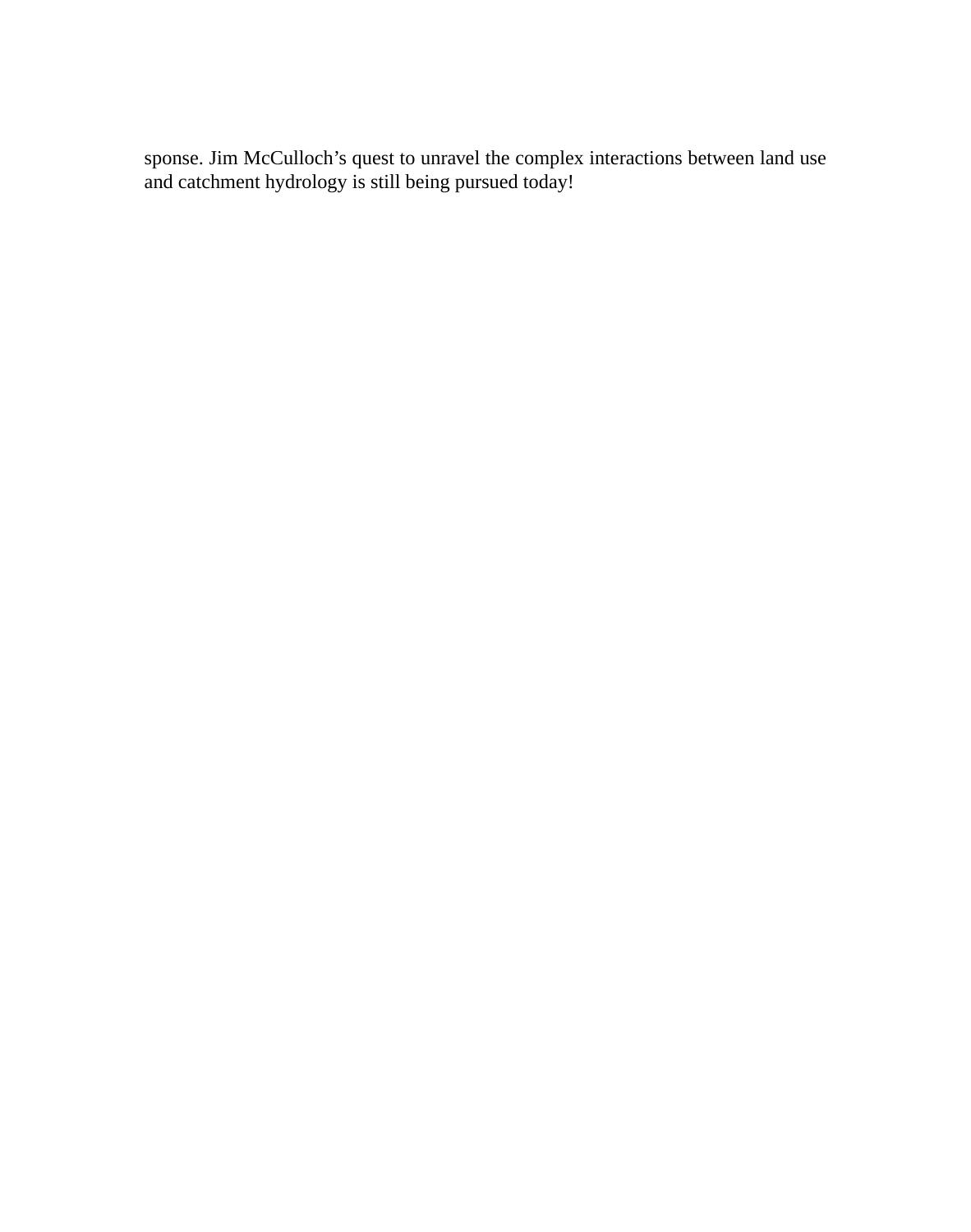sponse. Jim McCulloch's quest to unravel the complex interactions between land use and catchment hydrology is still being pursued today!